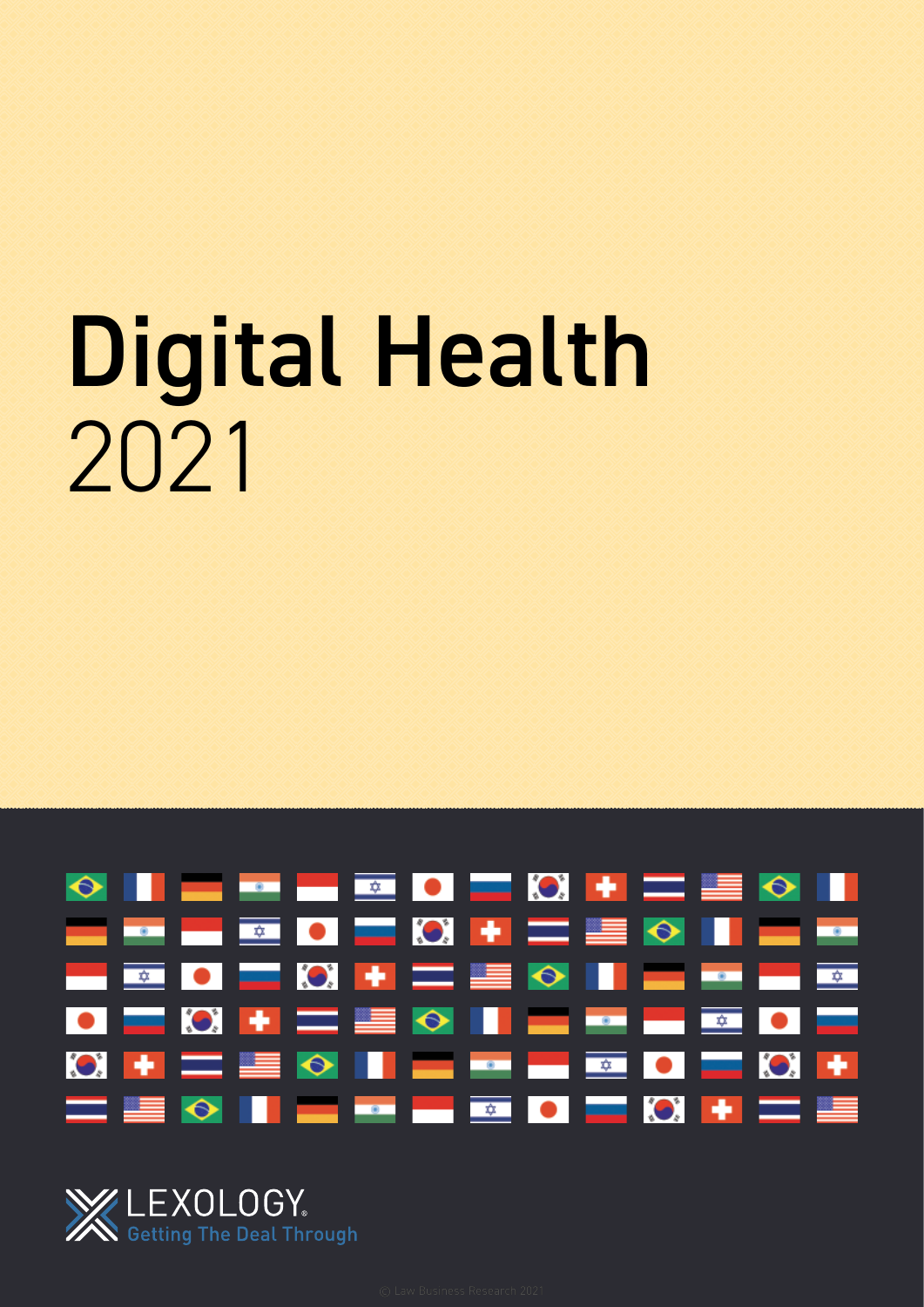# Digital Health
2021

LEXOLOGY.
Getting The Deal Through

© Law Business Research 2021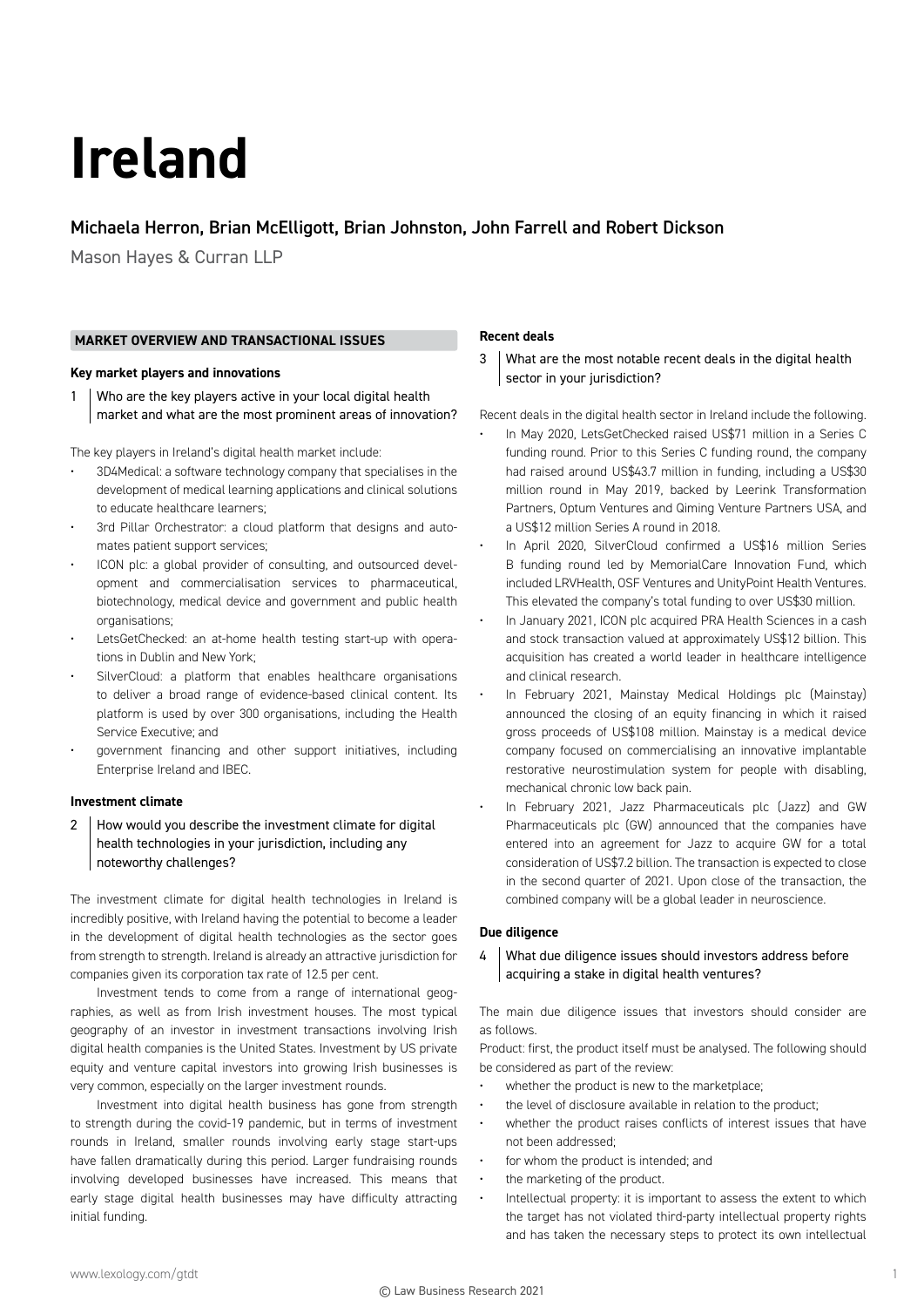# Ireland

## Michaela Herron, Brian McElligott, Brian Johnston, John Farrell and Robert Dickson

Mason Hayes & Curran LLP

### MARKET OVERVIEW AND TRANSACTIONAL ISSUES

**Key market players and innovations**

1 Who are the key players active in your local digital health market and what are the most prominent areas of innovation?

The key players in Ireland's digital health market include:

- 3D4Medical: a software technology company that specialises in the development of medical learning applications and clinical solutions to educate healthcare learners;
- 3rd Pillar Orchestrator: a cloud platform that designs and automates patient support services;
- ICON plc: a global provider of consulting, and outsourced development and commercialisation services to pharmaceutical, biotechnology, medical device and government and public health organisations;
- LetsGetChecked: an at-home health testing start-up with operations in Dublin and New York;
- SilverCloud: a platform that enables healthcare organisations to deliver a broad range of evidence-based clinical content. Its platform is used by over 300 organisations, including the Health Service Executive; and
- government financing and other support initiatives, including Enterprise Ireland and IBEC.

**Investment climate**

2 How would you describe the investment climate for digital health technologies in your jurisdiction, including any noteworthy challenges?

The investment climate for digital health technologies in Ireland is incredibly positive, with Ireland having the potential to become a leader in the development of digital health technologies as the sector goes from strength to strength. Ireland is already an attractive jurisdiction for companies given its corporation tax rate of 12.5 per cent.

Investment tends to come from a range of international geographies, as well as from Irish investment houses. The most typical geography of an investor in investment transactions involving Irish digital health companies is the United States. Investment by US private equity and venture capital investors into growing Irish businesses is very common, especially on the larger investment rounds.

Investment into digital health business has gone from strength to strength during the covid-19 pandemic, but in terms of investment rounds in Ireland, smaller rounds involving early stage start-ups have fallen dramatically during this period. Larger fundraising rounds involving developed businesses have increased. This means that early stage digital health businesses may have difficulty attracting initial funding.

**Recent deals**

3 What are the most notable recent deals in the digital health sector in your jurisdiction?

Recent deals in the digital health sector in Ireland include the following.

- In May 2020, LetsGetChecked raised US$71 million in a Series C funding round. Prior to this Series C funding round, the company had raised around US$43.7 million in funding, including a US$30 million round in May 2019, backed by Leerink Transformation Partners, Optum Ventures and Qiming Venture Partners USA, and a US$12 million Series A round in 2018.
- In April 2020, SilverCloud confirmed a US$16 million Series B funding round led by MemorialCare Innovation Fund, which included LRVHealth, OSF Ventures and UnityPoint Health Ventures. This elevated the company's total funding to over US$30 million.
- In January 2021, ICON plc acquired PRA Health Sciences in a cash and stock transaction valued at approximately US$12 billion. This acquisition has created a world leader in healthcare intelligence and clinical research.
- In February 2021, Mainstay Medical Holdings plc (Mainstay) announced the closing of an equity financing in which it raised gross proceeds of US$108 million. Mainstay is a medical device company focused on commercialising an innovative implantable restorative neurostimulation system for people with disabling, mechanical chronic low back pain.
- In February 2021, Jazz Pharmaceuticals plc (Jazz) and GW Pharmaceuticals plc (GW) announced that the companies have entered into an agreement for Jazz to acquire GW for a total consideration of US$7.2 billion. The transaction is expected to close in the second quarter of 2021. Upon close of the transaction, the combined company will be a global leader in neuroscience.

**Due diligence**

4 What due diligence issues should investors address before acquiring a stake in digital health ventures?

The main due diligence issues that investors should consider are as follows.

Product: first, the product itself must be analysed. The following should be considered as part of the review:

- whether the product is new to the marketplace;
- the level of disclosure available in relation to the product;
- whether the product raises conflicts of interest issues that have not been addressed;
- for whom the product is intended; and
- the marketing of the product.
- Intellectual property: it is important to assess the extent to which the target has not violated third-party intellectual property rights and has taken the necessary steps to protect its own intellectual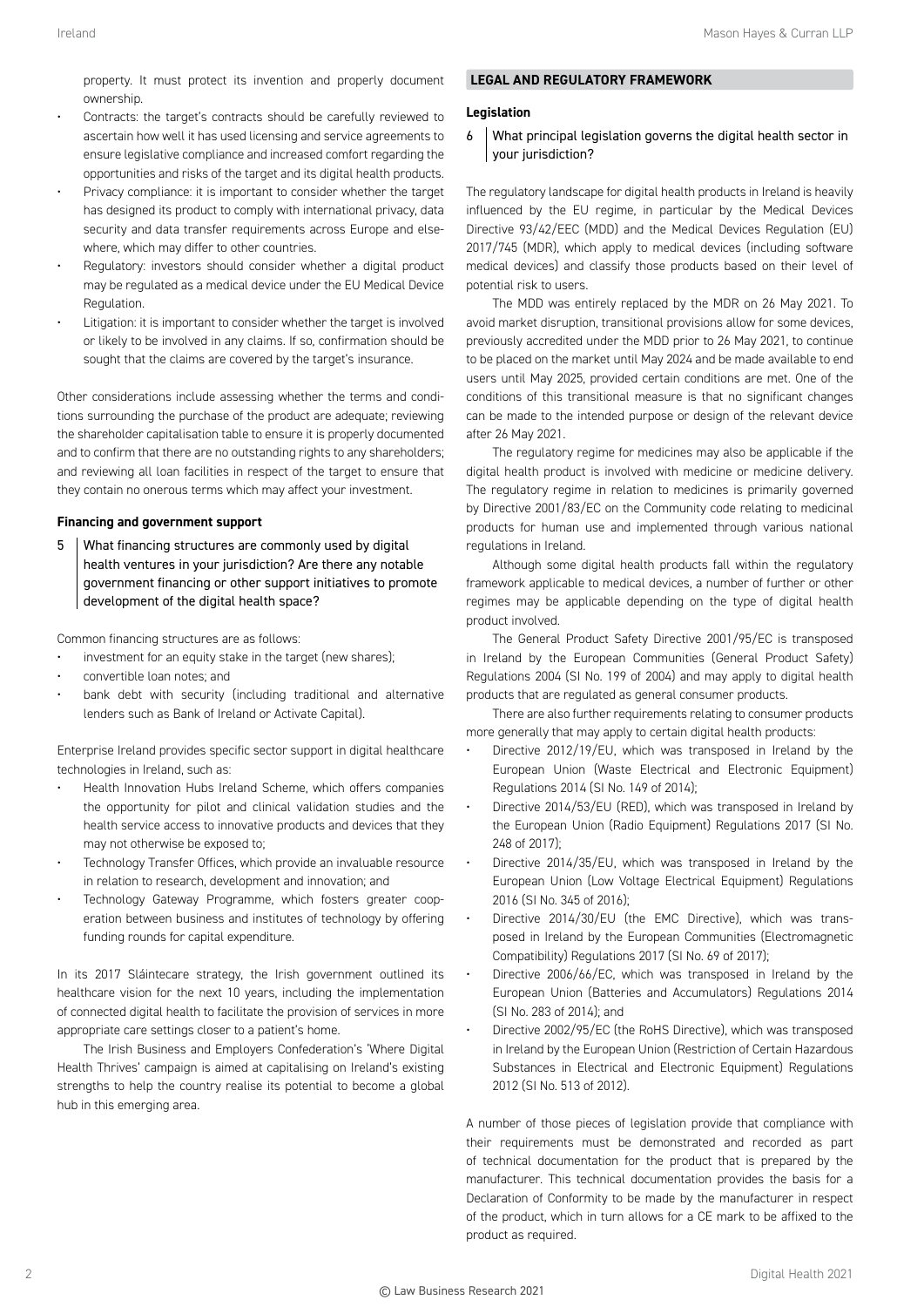property. It must protect its invention and properly document ownership.

- Contracts: the target's contracts should be carefully reviewed to ascertain how well it has used licensing and service agreements to ensure legislative compliance and increased comfort regarding the opportunities and risks of the target and its digital health products.
- Privacy compliance: it is important to consider whether the target has designed its product to comply with international privacy, data security and data transfer requirements across Europe and elsewhere, which may differ to other countries.
- Regulatory: investors should consider whether a digital product may be regulated as a medical device under the EU Medical Device Regulation.
- Litigation: it is important to consider whether the target is involved or likely to be involved in any claims. If so, confirmation should be sought that the claims are covered by the target's insurance.

Other considerations include assessing whether the terms and conditions surrounding the purchase of the product are adequate; reviewing the shareholder capitalisation table to ensure it is properly documented and to confirm that there are no outstanding rights to any shareholders; and reviewing all loan facilities in respect of the target to ensure that they contain no onerous terms which may affect your investment.

### Financing and government support

**5 What financing structures are commonly used by digital health ventures in your jurisdiction? Are there any notable government financing or other support initiatives to promote development of the digital health space?**

Common financing structures are as follows:

- investment for an equity stake in the target (new shares);
- convertible loan notes; and
- bank debt with security (including traditional and alternative lenders such as Bank of Ireland or Activate Capital).

Enterprise Ireland provides specific sector support in digital healthcare technologies in Ireland, such as:

- Health Innovation Hubs Ireland Scheme, which offers companies the opportunity for pilot and clinical validation studies and the health service access to innovative products and devices that they may not otherwise be exposed to;
- Technology Transfer Offices, which provide an invaluable resource in relation to research, development and innovation; and
- Technology Gateway Programme, which fosters greater cooperation between business and institutes of technology by offering funding rounds for capital expenditure.

In its 2017 Sláintecare strategy, the Irish government outlined its healthcare vision for the next 10 years, including the implementation of connected digital health to facilitate the provision of services in more appropriate care settings closer to a patient's home.

The Irish Business and Employers Confederation's 'Where Digital Health Thrives' campaign is aimed at capitalising on Ireland's existing strengths to help the country realise its potential to become a global hub in this emerging area.

## LEGAL AND REGULATORY FRAMEWORK

### Legislation

**6 What principal legislation governs the digital health sector in your jurisdiction?**

The regulatory landscape for digital health products in Ireland is heavily influenced by the EU regime, in particular by the Medical Devices Directive 93/42/EEC (MDD) and the Medical Devices Regulation (EU) 2017/745 (MDR), which apply to medical devices (including software medical devices) and classify those products based on their level of potential risk to users.

The MDD was entirely replaced by the MDR on 26 May 2021. To avoid market disruption, transitional provisions allow for some devices, previously accredited under the MDD prior to 26 May 2021, to continue to be placed on the market until May 2024 and be made available to end users until May 2025, provided certain conditions are met. One of the conditions of this transitional measure is that no significant changes can be made to the intended purpose or design of the relevant device after 26 May 2021.

The regulatory regime for medicines may also be applicable if the digital health product is involved with medicine or medicine delivery. The regulatory regime in relation to medicines is primarily governed by Directive 2001/83/EC on the Community code relating to medicinal products for human use and implemented through various national regulations in Ireland.

Although some digital health products fall within the regulatory framework applicable to medical devices, a number of further or other regimes may be applicable depending on the type of digital health product involved.

The General Product Safety Directive 2001/95/EC is transposed in Ireland by the European Communities (General Product Safety) Regulations 2004 (SI No. 199 of 2004) and may apply to digital health products that are regulated as general consumer products.

There are also further requirements relating to consumer products more generally that may apply to certain digital health products:

- Directive 2012/19/EU, which was transposed in Ireland by the European Union (Waste Electrical and Electronic Equipment) Regulations 2014 (SI No. 149 of 2014);
- Directive 2014/53/EU (RED), which was transposed in Ireland by the European Union (Radio Equipment) Regulations 2017 (SI No. 248 of 2017);
- Directive 2014/35/EU, which was transposed in Ireland by the European Union (Low Voltage Electrical Equipment) Regulations 2016 (SI No. 345 of 2016);
- Directive 2014/30/EU (the EMC Directive), which was transposed in Ireland by the European Communities (Electromagnetic Compatibility) Regulations 2017 (SI No. 69 of 2017);
- Directive 2006/66/EC, which was transposed in Ireland by the European Union (Batteries and Accumulators) Regulations 2014 (SI No. 283 of 2014); and
- Directive 2002/95/EC (the RoHS Directive), which was transposed in Ireland by the European Union (Restriction of Certain Hazardous Substances in Electrical and Electronic Equipment) Regulations 2012 (SI No. 513 of 2012).

A number of those pieces of legislation provide that compliance with their requirements must be demonstrated and recorded as part of technical documentation for the product that is prepared by the manufacturer. This technical documentation provides the basis for a Declaration of Conformity to be made by the manufacturer in respect of the product, which in turn allows for a CE mark to be affixed to the product as required.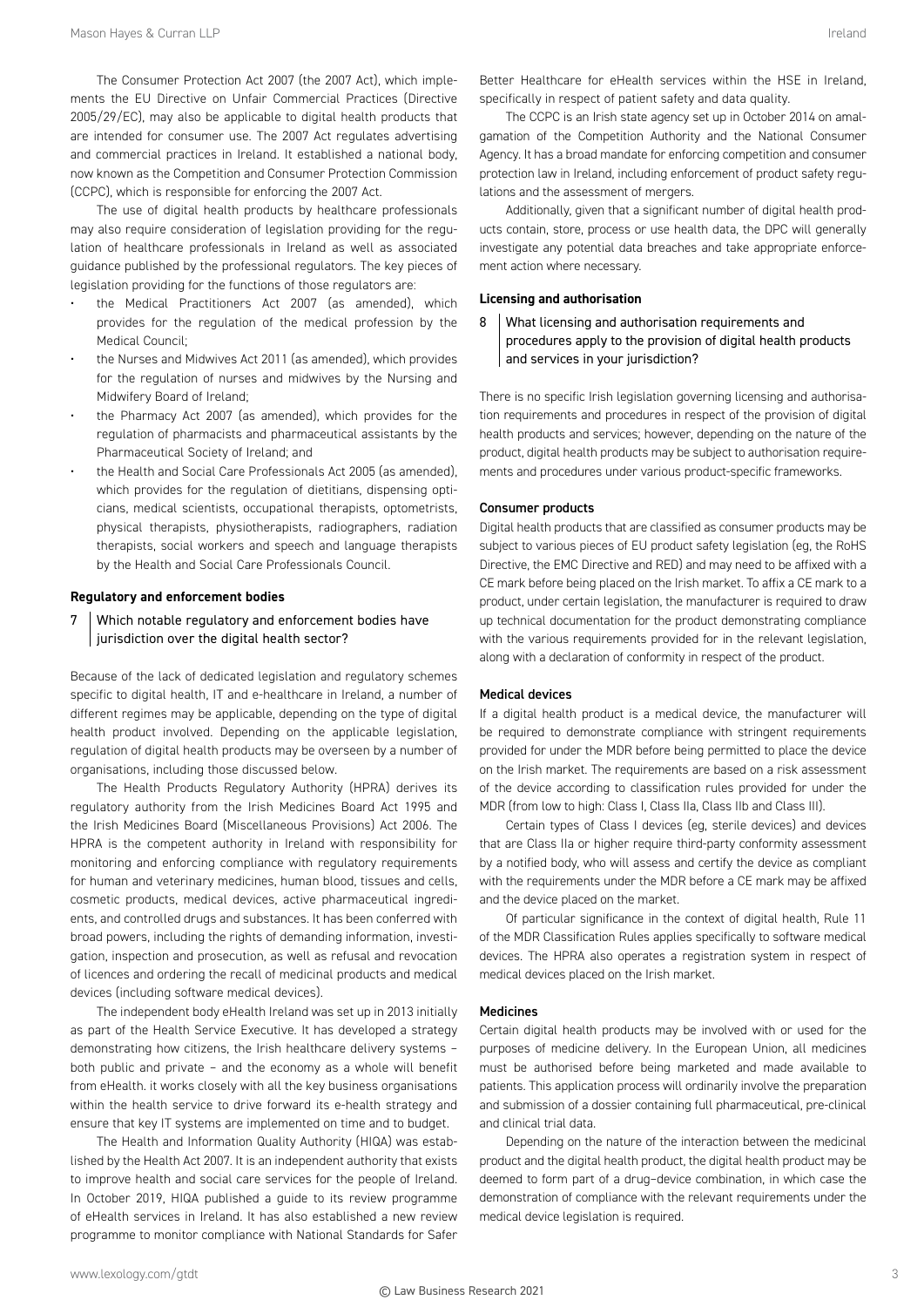The Consumer Protection Act 2007 (the 2007 Act), which implements the EU Directive on Unfair Commercial Practices (Directive 2005/29/EC), may also be applicable to digital health products that are intended for consumer use. The 2007 Act regulates advertising and commercial practices in Ireland. It established a national body, now known as the Competition and Consumer Protection Commission (CCPC), which is responsible for enforcing the 2007 Act.

The use of digital health products by healthcare professionals may also require consideration of legislation providing for the regulation of healthcare professionals in Ireland as well as associated guidance published by the professional regulators. The key pieces of legislation providing for the functions of those regulators are:

- the Medical Practitioners Act 2007 (as amended), which provides for the regulation of the medical profession by the Medical Council;
- the Nurses and Midwives Act 2011 (as amended), which provides for the regulation of nurses and midwives by the Nursing and Midwifery Board of Ireland;
- the Pharmacy Act 2007 (as amended), which provides for the regulation of pharmacists and pharmaceutical assistants by the Pharmaceutical Society of Ireland; and
- the Health and Social Care Professionals Act 2005 (as amended), which provides for the regulation of dietitians, dispensing opticians, medical scientists, occupational therapists, optometrists, physical therapists, physiotherapists, radiographers, radiation therapists, social workers and speech and language therapists by the Health and Social Care Professionals Council.

### Regulatory and enforcement bodies

**7 Which notable regulatory and enforcement bodies have jurisdiction over the digital health sector?**

Because of the lack of dedicated legislation and regulatory schemes specific to digital health, IT and e-healthcare in Ireland, a number of different regimes may be applicable, depending on the type of digital health product involved. Depending on the applicable legislation, regulation of digital health products may be overseen by a number of organisations, including those discussed below.

The Health Products Regulatory Authority (HPRA) derives its regulatory authority from the Irish Medicines Board Act 1995 and the Irish Medicines Board (Miscellaneous Provisions) Act 2006. The HPRA is the competent authority in Ireland with responsibility for monitoring and enforcing compliance with regulatory requirements for human and veterinary medicines, human blood, tissues and cells, cosmetic products, medical devices, active pharmaceutical ingredients, and controlled drugs and substances. It has been conferred with broad powers, including the rights of demanding information, investigation, inspection and prosecution, as well as refusal and revocation of licences and ordering the recall of medicinal products and medical devices (including software medical devices).

The independent body eHealth Ireland was set up in 2013 initially as part of the Health Service Executive. It has developed a strategy demonstrating how citizens, the Irish healthcare delivery systems – both public and private – and the economy as a whole will benefit from eHealth. it works closely with all the key business organisations within the health service to drive forward its e-health strategy and ensure that key IT systems are implemented on time and to budget.

The Health and Information Quality Authority (HIQA) was established by the Health Act 2007. It is an independent authority that exists to improve health and social care services for the people of Ireland. In October 2019, HIQA published a guide to its review programme of eHealth services in Ireland. It has also established a new review programme to monitor compliance with National Standards for Safer Better Healthcare for eHealth services within the HSE in Ireland, specifically in respect of patient safety and data quality.

The CCPC is an Irish state agency set up in October 2014 on amalgamation of the Competition Authority and the National Consumer Agency. It has a broad mandate for enforcing competition and consumer protection law in Ireland, including enforcement of product safety regulations and the assessment of mergers.

Additionally, given that a significant number of digital health products contain, store, process or use health data, the DPC will generally investigate any potential data breaches and take appropriate enforcement action where necessary.

### Licensing and authorisation

**8 What licensing and authorisation requirements and procedures apply to the provision of digital health products and services in your jurisdiction?**

There is no specific Irish legislation governing licensing and authorisation requirements and procedures in respect of the provision of digital health products and services; however, depending on the nature of the product, digital health products may be subject to authorisation requirements and procedures under various product-specific frameworks.

#### Consumer products

Digital health products that are classified as consumer products may be subject to various pieces of EU product safety legislation (eg, the RoHS Directive, the EMC Directive and RED) and may need to be affixed with a CE mark before being placed on the Irish market. To affix a CE mark to a product, under certain legislation, the manufacturer is required to draw up technical documentation for the product demonstrating compliance with the various requirements provided for in the relevant legislation, along with a declaration of conformity in respect of the product.

#### Medical devices

If a digital health product is a medical device, the manufacturer will be required to demonstrate compliance with stringent requirements provided for under the MDR before being permitted to place the device on the Irish market. The requirements are based on a risk assessment of the device according to classification rules provided for under the MDR (from low to high: Class I, Class IIa, Class IIb and Class III).

Certain types of Class I devices (eg, sterile devices) and devices that are Class IIa or higher require third-party conformity assessment by a notified body, who will assess and certify the device as compliant with the requirements under the MDR before a CE mark may be affixed and the device placed on the market.

Of particular significance in the context of digital health, Rule 11 of the MDR Classification Rules applies specifically to software medical devices. The HPRA also operates a registration system in respect of medical devices placed on the Irish market.

#### Medicines

Certain digital health products may be involved with or used for the purposes of medicine delivery. In the European Union, all medicines must be authorised before being marketed and made available to patients. This application process will ordinarily involve the preparation and submission of a dossier containing full pharmaceutical, pre-clinical and clinical trial data.

Depending on the nature of the interaction between the medicinal product and the digital health product, the digital health product may be deemed to form part of a drug–device combination, in which case the demonstration of compliance with the relevant requirements under the medical device legislation is required.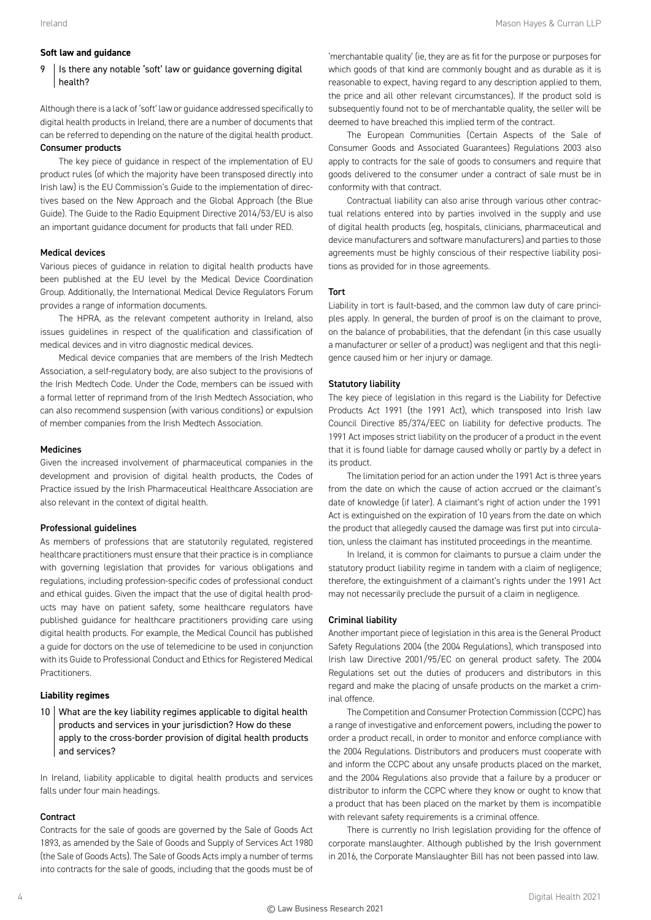### Soft law and guidance

**9 Is there any notable 'soft' law or guidance governing digital health?**

Although there is a lack of 'soft' law or guidance addressed specifically to digital health products in Ireland, there are a number of documents that can be referred to depending on the nature of the digital health product.

#### Consumer products

The key piece of guidance in respect of the implementation of EU product rules (of which the majority have been transposed directly into Irish law) is the EU Commission's Guide to the implementation of directives based on the New Approach and the Global Approach (the Blue Guide). The Guide to the Radio Equipment Directive 2014/53/EU is also an important guidance document for products that fall under RED.

#### Medical devices

Various pieces of guidance in relation to digital health products have been published at the EU level by the Medical Device Coordination Group. Additionally, the International Medical Device Regulators Forum provides a range of information documents.

The HPRA, as the relevant competent authority in Ireland, also issues guidelines in respect of the qualification and classification of medical devices and in vitro diagnostic medical devices.

Medical device companies that are members of the Irish Medtech Association, a self-regulatory body, are also subject to the provisions of the Irish Medtech Code. Under the Code, members can be issued with a formal letter of reprimand from of the Irish Medtech Association, who can also recommend suspension (with various conditions) or expulsion of member companies from the Irish Medtech Association.

#### Medicines

Given the increased involvement of pharmaceutical companies in the development and provision of digital health products, the Codes of Practice issued by the Irish Pharmaceutical Healthcare Association are also relevant in the context of digital health.

#### Professional guidelines

As members of professions that are statutorily regulated, registered healthcare practitioners must ensure that their practice is in compliance with governing legislation that provides for various obligations and regulations, including profession-specific codes of professional conduct and ethical guides. Given the impact that the use of digital health products may have on patient safety, some healthcare regulators have published guidance for healthcare practitioners providing care using digital health products. For example, the Medical Council has published a guide for doctors on the use of telemedicine to be used in conjunction with its Guide to Professional Conduct and Ethics for Registered Medical Practitioners.

### Liability regimes

**10 What are the key liability regimes applicable to digital health products and services in your jurisdiction? How do these apply to the cross-border provision of digital health products and services?**

In Ireland, liability applicable to digital health products and services falls under four main headings.

#### Contract

Contracts for the sale of goods are governed by the Sale of Goods Act 1893, as amended by the Sale of Goods and Supply of Services Act 1980 (the Sale of Goods Acts). The Sale of Goods Acts imply a number of terms into contracts for the sale of goods, including that the goods must be of 'merchantable quality' (ie, they are as fit for the purpose or purposes for which goods of that kind are commonly bought and as durable as it is reasonable to expect, having regard to any description applied to them, the price and all other relevant circumstances). If the product sold is subsequently found not to be of merchantable quality, the seller will be deemed to have breached this implied term of the contract.

The European Communities (Certain Aspects of the Sale of Consumer Goods and Associated Guarantees) Regulations 2003 also apply to contracts for the sale of goods to consumers and require that goods delivered to the consumer under a contract of sale must be in conformity with that contract.

Contractual liability can also arise through various other contractual relations entered into by parties involved in the supply and use of digital health products (eg, hospitals, clinicians, pharmaceutical and device manufacturers and software manufacturers) and parties to those agreements must be highly conscious of their respective liability positions as provided for in those agreements.

#### Tort

Liability in tort is fault-based, and the common law duty of care principles apply. In general, the burden of proof is on the claimant to prove, on the balance of probabilities, that the defendant (in this case usually a manufacturer or seller of a product) was negligent and that this negligence caused him or her injury or damage.

#### Statutory liability

The key piece of legislation in this regard is the Liability for Defective Products Act 1991 (the 1991 Act), which transposed into Irish law Council Directive 85/374/EEC on liability for defective products. The 1991 Act imposes strict liability on the producer of a product in the event that it is found liable for damage caused wholly or partly by a defect in its product.

The limitation period for an action under the 1991 Act is three years from the date on which the cause of action accrued or the claimant's date of knowledge (if later). A claimant's right of action under the 1991 Act is extinguished on the expiration of 10 years from the date on which the product that allegedly caused the damage was first put into circulation, unless the claimant has instituted proceedings in the meantime.

In Ireland, it is common for claimants to pursue a claim under the statutory product liability regime in tandem with a claim of negligence; therefore, the extinguishment of a claimant's rights under the 1991 Act may not necessarily preclude the pursuit of a claim in negligence.

#### Criminal liability

Another important piece of legislation in this area is the General Product Safety Regulations 2004 (the 2004 Regulations), which transposed into Irish law Directive 2001/95/EC on general product safety. The 2004 Regulations set out the duties of producers and distributors in this regard and make the placing of unsafe products on the market a criminal offence.

The Competition and Consumer Protection Commission (CCPC) has a range of investigative and enforcement powers, including the power to order a product recall, in order to monitor and enforce compliance with the 2004 Regulations. Distributors and producers must cooperate with and inform the CCPC about any unsafe products placed on the market, and the 2004 Regulations also provide that a failure by a producer or distributor to inform the CCPC where they know or ought to know that a product that has been placed on the market by them is incompatible with relevant safety requirements is a criminal offence.

There is currently no Irish legislation providing for the offence of corporate manslaughter. Although published by the Irish government in 2016, the Corporate Manslaughter Bill has not been passed into law.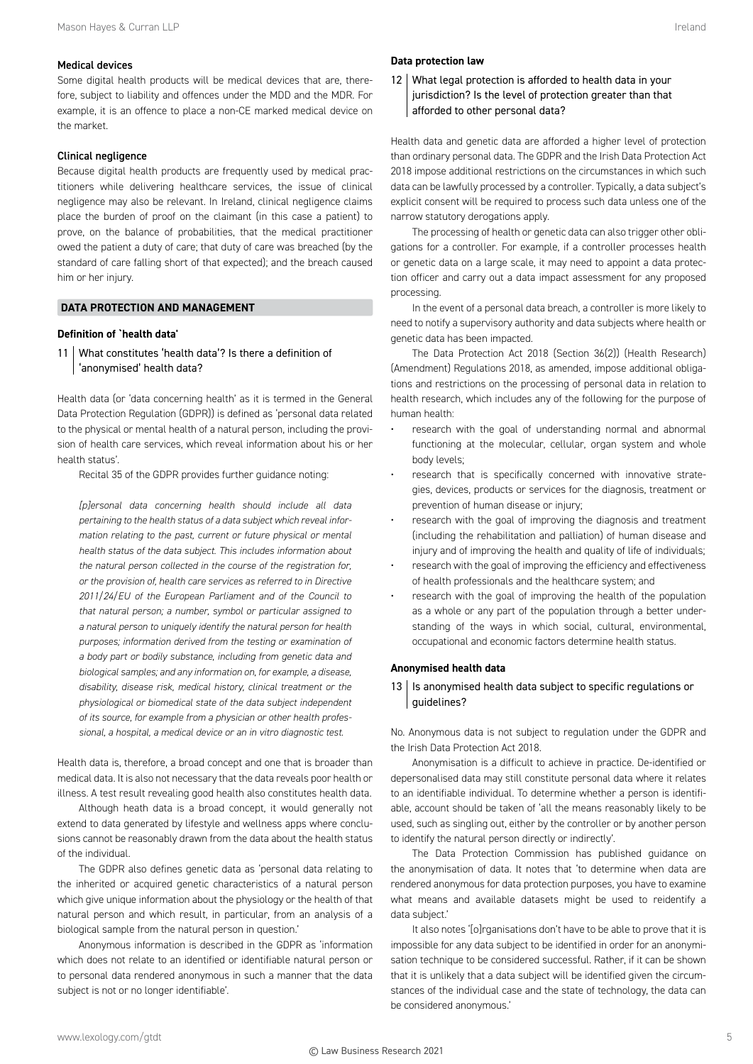### Medical devices

Some digital health products will be medical devices that are, therefore, subject to liability and offences under the MDD and the MDR. For example, it is an offence to place a non-CE marked medical device on the market.

### Clinical negligence

Because digital health products are frequently used by medical practitioners while delivering healthcare services, the issue of clinical negligence may also be relevant. In Ireland, clinical negligence claims place the burden of proof on the claimant (in this case a patient) to prove, on the balance of probabilities, that the medical practitioner owed the patient a duty of care; that duty of care was breached (by the standard of care falling short of that expected); and the breach caused him or her injury.

## DATA PROTECTION AND MANAGEMENT

### Definition of 'health data'

**11 What constitutes 'health data'? Is there a definition of 'anonymised' health data?**

Health data (or 'data concerning health' as it is termed in the General Data Protection Regulation (GDPR)) is defined as 'personal data related to the physical or mental health of a natural person, including the provision of health care services, which reveal information about his or her health status'.

Recital 35 of the GDPR provides further guidance noting:

> *[p]ersonal data concerning health should include all data pertaining to the health status of a data subject which reveal information relating to the past, current or future physical or mental health status of the data subject. This includes information about the natural person collected in the course of the registration for, or the provision of, health care services as referred to in Directive 2011/24/EU of the European Parliament and of the Council to that natural person; a number, symbol or particular assigned to a natural person to uniquely identify the natural person for health purposes; information derived from the testing or examination of a body part or bodily substance, including from genetic data and biological samples; and any information on, for example, a disease, disability, disease risk, medical history, clinical treatment or the physiological or biomedical state of the data subject independent of its source, for example from a physician or other health professional, a hospital, a medical device or an in vitro diagnostic test.*

Health data is, therefore, a broad concept and one that is broader than medical data. It is also not necessary that the data reveals poor health or illness. A test result revealing good health also constitutes health data.

Although heath data is a broad concept, it would generally not extend to data generated by lifestyle and wellness apps where conclusions cannot be reasonably drawn from the data about the health status of the individual.

The GDPR also defines genetic data as 'personal data relating to the inherited or acquired genetic characteristics of a natural person which give unique information about the physiology or the health of that natural person and which result, in particular, from an analysis of a biological sample from the natural person in question.'

Anonymous information is described in the GDPR as 'information which does not relate to an identified or identifiable natural person or to personal data rendered anonymous in such a manner that the data subject is not or no longer identifiable'.

### Data protection law

**12 What legal protection is afforded to health data in your jurisdiction? Is the level of protection greater than that afforded to other personal data?**

Health data and genetic data are afforded a higher level of protection than ordinary personal data. The GDPR and the Irish Data Protection Act 2018 impose additional restrictions on the circumstances in which such data can be lawfully processed by a controller. Typically, a data subject's explicit consent will be required to process such data unless one of the narrow statutory derogations apply.

The processing of health or genetic data can also trigger other obligations for a controller. For example, if a controller processes health or genetic data on a large scale, it may need to appoint a data protection officer and carry out a data impact assessment for any proposed processing.

In the event of a personal data breach, a controller is more likely to need to notify a supervisory authority and data subjects where health or genetic data has been impacted.

The Data Protection Act 2018 (Section 36(2)) (Health Research) (Amendment) Regulations 2018, as amended, impose additional obligations and restrictions on the processing of personal data in relation to health research, which includes any of the following for the purpose of human health:

- research with the goal of understanding normal and abnormal functioning at the molecular, cellular, organ system and whole body levels;
- research that is specifically concerned with innovative strategies, devices, products or services for the diagnosis, treatment or prevention of human disease or injury;
- research with the goal of improving the diagnosis and treatment (including the rehabilitation and palliation) of human disease and injury and of improving the health and quality of life of individuals;
- research with the goal of improving the efficiency and effectiveness of health professionals and the healthcare system; and
- research with the goal of improving the health of the population as a whole or any part of the population through a better understanding of the ways in which social, cultural, environmental, occupational and economic factors determine health status.

### Anonymised health data

**13 Is anonymised health data subject to specific regulations or guidelines?**

No. Anonymous data is not subject to regulation under the GDPR and the Irish Data Protection Act 2018.

Anonymisation is a difficult to achieve in practice. De-identified or depersonalised data may still constitute personal data where it relates to an identifiable individual. To determine whether a person is identifiable, account should be taken of 'all the means reasonably likely to be used, such as singling out, either by the controller or by another person to identify the natural person directly or indirectly'.

The Data Protection Commission has published guidance on the anonymisation of data. It notes that 'to determine when data are rendered anonymous for data protection purposes, you have to examine what means and available datasets might be used to reidentify a data subject.'

It also notes '[o]rganisations don't have to be able to prove that it is impossible for any data subject to be identified in order for an anonymisation technique to be considered successful. Rather, if it can be shown that it is unlikely that a data subject will be identified given the circumstances of the individual case and the state of technology, the data can be considered anonymous.'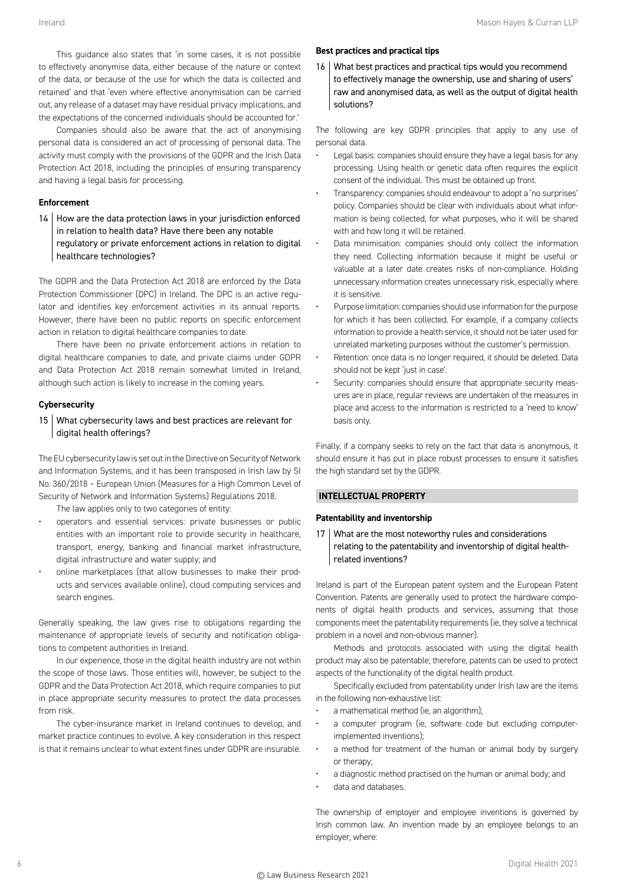This guidance also states that 'in some cases, it is not possible to effectively anonymise data, either because of the nature or context of the data, or because of the use for which the data is collected and retained' and that 'even where effective anonymisation can be carried out, any release of a dataset may have residual privacy implications, and the expectations of the concerned individuals should be accounted for.'

Companies should also be aware that the act of anonymising personal data is considered an act of processing of personal data. The activity must comply with the provisions of the GDPR and the Irish Data Protection Act 2018, including the principles of ensuring transparency and having a legal basis for processing.

**Enforcement**

14 How are the data protection laws in your jurisdiction enforced in relation to health data? Have there been any notable regulatory or private enforcement actions in relation to digital healthcare technologies?

The GDPR and the Data Protection Act 2018 are enforced by the Data Protection Commissioner (DPC) in Ireland. The DPC is an active regulator and identifies key enforcement activities in its annual reports. However, there have been no public reports on specific enforcement action in relation to digital healthcare companies to date.

There have been no private enforcement actions in relation to digital healthcare companies to date, and private claims under GDPR and Data Protection Act 2018 remain somewhat limited in Ireland, although such action is likely to increase in the coming years.

**Cybersecurity**

15 What cybersecurity laws and best practices are relevant for digital health offerings?

The EU cybersecurity law is set out in the Directive on Security of Network and Information Systems, and it has been transposed in Irish law by SI No. 360/2018 – European Union (Measures for a High Common Level of Security of Network and Information Systems) Regulations 2018.

The law applies only to two categories of entity:

- operators and essential services: private businesses or public entities with an important role to provide security in healthcare, transport, energy, banking and financial market infrastructure, digital infrastructure and water supply; and
- online marketplaces (that allow businesses to make their products and services available online), cloud computing services and search engines.

Generally speaking, the law gives rise to obligations regarding the maintenance of appropriate levels of security and notification obligations to competent authorities in Ireland.

In our experience, those in the digital health industry are not within the scope of those laws. Those entities will, however, be subject to the GDPR and the Data Protection Act 2018, which require companies to put in place appropriate security measures to protect the data processes from risk.

The cyber-insurance market in Ireland continues to develop, and market practice continues to evolve. A key consideration in this respect is that it remains unclear to what extent fines under GDPR are insurable.

**Best practices and practical tips**

16 What best practices and practical tips would you recommend to effectively manage the ownership, use and sharing of users' raw and anonymised data, as well as the output of digital health solutions?

The following are key GDPR principles that apply to any use of personal data.

- Legal basis: companies should ensure they have a legal basis for any processing. Using health or genetic data often requires the explicit consent of the individual. This must be obtained up front.
- Transparency: companies should endeavour to adopt a 'no surprises' policy. Companies should be clear with individuals about what information is being collected, for what purposes, who it will be shared with and how long it will be retained.
- Data minimisation: companies should only collect the information they need. Collecting information because it might be useful or valuable at a later date creates risks of non-compliance. Holding unnecessary information creates unnecessary risk, especially where it is sensitive.
- Purpose limitation: companies should use information for the purpose for which it has been collected. For example, if a company collects information to provide a health service, it should not be later used for unrelated marketing purposes without the customer's permission.
- Retention: once data is no longer required, it should be deleted. Data should not be kept 'just in case'.
- Security: companies should ensure that appropriate security measures are in place, regular reviews are undertaken of the measures in place and access to the information is restricted to a 'need to know' basis only.

Finally, if a company seeks to rely on the fact that data is anonymous, it should ensure it has put in place robust processes to ensure it satisfies the high standard set by the GDPR.

## INTELLECTUAL PROPERTY

**Patentability and inventorship**

17 What are the most noteworthy rules and considerations relating to the patentability and inventorship of digital health-related inventions?

Ireland is part of the European patent system and the European Patent Convention. Patents are generally used to protect the hardware components of digital health products and services, assuming that those components meet the patentability requirements (ie, they solve a technical problem in a novel and non-obvious manner).

Methods and protocols associated with using the digital health product may also be patentable; therefore, patents can be used to protect aspects of the functionality of the digital health product.

Specifically excluded from patentability under Irish law are the items in the following non-exhaustive list:

- a mathematical method (ie, an algorithm);
- a computer program (ie, software code but excluding computer-implemented inventions);
- a method for treatment of the human or animal body by surgery or therapy;
- a diagnostic method practised on the human or animal body; and
- data and databases.

The ownership of employer and employee inventions is governed by Irish common law. An invention made by an employee belongs to an employer, where: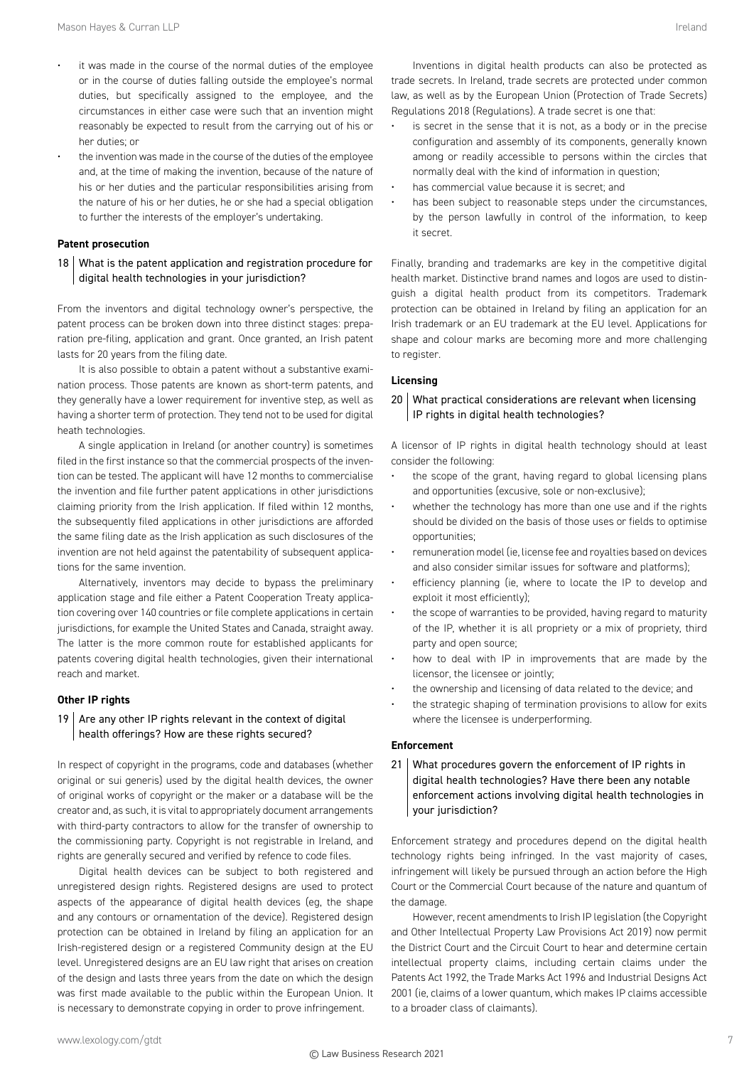- it was made in the course of the normal duties of the employee or in the course of duties falling outside the employee's normal duties, but specifically assigned to the employee, and the circumstances in either case were such that an invention might reasonably be expected to result from the carrying out of his or her duties; or
- the invention was made in the course of the duties of the employee and, at the time of making the invention, because of the nature of his or her duties and the particular responsibilities arising from the nature of his or her duties, he or she had a special obligation to further the interests of the employer's undertaking.

**Patent prosecution**

## 18 What is the patent application and registration procedure for digital health technologies in your jurisdiction?

From the inventors and digital technology owner's perspective, the patent process can be broken down into three distinct stages: preparation pre-filing, application and grant. Once granted, an Irish patent lasts for 20 years from the filing date.

It is also possible to obtain a patent without a substantive examination process. Those patents are known as short-term patents, and they generally have a lower requirement for inventive step, as well as having a shorter term of protection. They tend not to be used for digital heath technologies.

A single application in Ireland (or another country) is sometimes filed in the first instance so that the commercial prospects of the invention can be tested. The applicant will have 12 months to commercialise the invention and file further patent applications in other jurisdictions claiming priority from the Irish application. If filed within 12 months, the subsequently filed applications in other jurisdictions are afforded the same filing date as the Irish application as such disclosures of the invention are not held against the patentability of subsequent applications for the same invention.

Alternatively, inventors may decide to bypass the preliminary application stage and file either a Patent Cooperation Treaty application covering over 140 countries or file complete applications in certain jurisdictions, for example the United States and Canada, straight away. The latter is the more common route for established applicants for patents covering digital health technologies, given their international reach and market.

**Other IP rights**

## 19 Are any other IP rights relevant in the context of digital health offerings? How are these rights secured?

In respect of copyright in the programs, code and databases (whether original or sui generis) used by the digital health devices, the owner of original works of copyright or the maker or a database will be the creator and, as such, it is vital to appropriately document arrangements with third-party contractors to allow for the transfer of ownership to the commissioning party. Copyright is not registrable in Ireland, and rights are generally secured and verified by refence to code files.

Digital health devices can be subject to both registered and unregistered design rights. Registered designs are used to protect aspects of the appearance of digital health devices (eg, the shape and any contours or ornamentation of the device). Registered design protection can be obtained in Ireland by filing an application for an Irish-registered design or a registered Community design at the EU level. Unregistered designs are an EU law right that arises on creation of the design and lasts three years from the date on which the design was first made available to the public within the European Union. It is necessary to demonstrate copying in order to prove infringement.

Inventions in digital health products can also be protected as trade secrets. In Ireland, trade secrets are protected under common law, as well as by the European Union (Protection of Trade Secrets) Regulations 2018 (Regulations). A trade secret is one that:

- is secret in the sense that it is not, as a body or in the precise configuration and assembly of its components, generally known among or readily accessible to persons within the circles that normally deal with the kind of information in question;
- has commercial value because it is secret; and
- has been subject to reasonable steps under the circumstances, by the person lawfully in control of the information, to keep it secret.

Finally, branding and trademarks are key in the competitive digital health market. Distinctive brand names and logos are used to distinguish a digital health product from its competitors. Trademark protection can be obtained in Ireland by filing an application for an Irish trademark or an EU trademark at the EU level. Applications for shape and colour marks are becoming more and more challenging to register.

**Licensing**

## 20 What practical considerations are relevant when licensing IP rights in digital health technologies?

A licensor of IP rights in digital health technology should at least consider the following:

- the scope of the grant, having regard to global licensing plans and opportunities (excusive, sole or non-exclusive);
- whether the technology has more than one use and if the rights should be divided on the basis of those uses or fields to optimise opportunities;
- remuneration model (ie, license fee and royalties based on devices and also consider similar issues for software and platforms);
- efficiency planning (ie, where to locate the IP to develop and exploit it most efficiently);
- the scope of warranties to be provided, having regard to maturity of the IP, whether it is all propriety or a mix of propriety, third party and open source;
- how to deal with IP in improvements that are made by the licensor, the licensee or jointly;
- the ownership and licensing of data related to the device; and
- the strategic shaping of termination provisions to allow for exits where the licensee is underperforming.

**Enforcement**

## 21 What procedures govern the enforcement of IP rights in digital health technologies? Have there been any notable enforcement actions involving digital health technologies in your jurisdiction?

Enforcement strategy and procedures depend on the digital health technology rights being infringed. In the vast majority of cases, infringement will likely be pursued through an action before the High Court or the Commercial Court because of the nature and quantum of the damage.

However, recent amendments to Irish IP legislation (the Copyright and Other Intellectual Property Law Provisions Act 2019) now permit the District Court and the Circuit Court to hear and determine certain intellectual property claims, including certain claims under the Patents Act 1992, the Trade Marks Act 1996 and Industrial Designs Act 2001 (ie, claims of a lower quantum, which makes IP claims accessible to a broader class of claimants).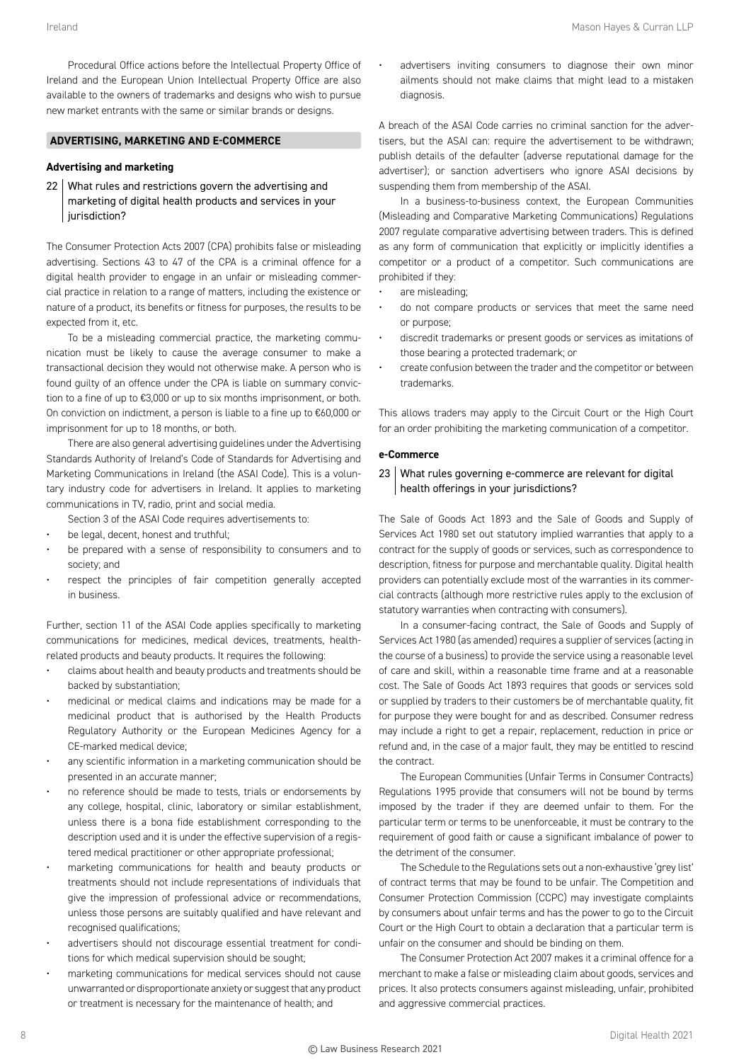Procedural Office actions before the Intellectual Property Office of Ireland and the European Union Intellectual Property Office are also available to the owners of trademarks and designs who wish to pursue new market entrants with the same or similar brands or designs.

## ADVERTISING, MARKETING AND E-COMMERCE

### Advertising and marketing

### 22 What rules and restrictions govern the advertising and marketing of digital health products and services in your jurisdiction?

The Consumer Protection Acts 2007 (CPA) prohibits false or misleading advertising. Sections 43 to 47 of the CPA is a criminal offence for a digital health provider to engage in an unfair or misleading commercial practice in relation to a range of matters, including the existence or nature of a product, its benefits or fitness for purposes, the results to be expected from it, etc.

To be a misleading commercial practice, the marketing communication must be likely to cause the average consumer to make a transactional decision they would not otherwise make. A person who is found guilty of an offence under the CPA is liable on summary conviction to a fine of up to €3,000 or up to six months imprisonment, or both. On conviction on indictment, a person is liable to a fine up to €60,000 or imprisonment for up to 18 months, or both.

There are also general advertising guidelines under the Advertising Standards Authority of Ireland's Code of Standards for Advertising and Marketing Communications in Ireland (the ASAI Code). This is a voluntary industry code for advertisers in Ireland. It applies to marketing communications in TV, radio, print and social media.

Section 3 of the ASAI Code requires advertisements to:

- be legal, decent, honest and truthful;
- be prepared with a sense of responsibility to consumers and to society; and
- respect the principles of fair competition generally accepted in business.

Further, section 11 of the ASAI Code applies specifically to marketing communications for medicines, medical devices, treatments, health-related products and beauty products. It requires the following:

- claims about health and beauty products and treatments should be backed by substantiation;
- medicinal or medical claims and indications may be made for a medicinal product that is authorised by the Health Products Regulatory Authority or the European Medicines Agency for a CE-marked medical device;
- any scientific information in a marketing communication should be presented in an accurate manner;
- no reference should be made to tests, trials or endorsements by any college, hospital, clinic, laboratory or similar establishment, unless there is a bona fide establishment corresponding to the description used and it is under the effective supervision of a registered medical practitioner or other appropriate professional;
- marketing communications for health and beauty products or treatments should not include representations of individuals that give the impression of professional advice or recommendations, unless those persons are suitably qualified and have relevant and recognised qualifications;
- advertisers should not discourage essential treatment for conditions for which medical supervision should be sought;
- marketing communications for medical services should not cause unwarranted or disproportionate anxiety or suggest that any product or treatment is necessary for the maintenance of health; and
- advertisers inviting consumers to diagnose their own minor ailments should not make claims that might lead to a mistaken diagnosis.

A breach of the ASAI Code carries no criminal sanction for the advertisers, but the ASAI can: require the advertisement to be withdrawn; publish details of the defaulter (adverse reputational damage for the advertiser); or sanction advertisers who ignore ASAI decisions by suspending them from membership of the ASAI.

In a business-to-business context, the European Communities (Misleading and Comparative Marketing Communications) Regulations 2007 regulate comparative advertising between traders. This is defined as any form of communication that explicitly or implicitly identifies a competitor or a product of a competitor. Such communications are prohibited if they:

- are misleading;
- do not compare products or services that meet the same need or purpose;
- discredit trademarks or present goods or services as imitations of those bearing a protected trademark; or
- create confusion between the trader and the competitor or between trademarks.

This allows traders may apply to the Circuit Court or the High Court for an order prohibiting the marketing communication of a competitor.

### e-Commerce

### 23 What rules governing e-commerce are relevant for digital health offerings in your jurisdictions?

The Sale of Goods Act 1893 and the Sale of Goods and Supply of Services Act 1980 set out statutory implied warranties that apply to a contract for the supply of goods or services, such as correspondence to description, fitness for purpose and merchantable quality. Digital health providers can potentially exclude most of the warranties in its commercial contracts (although more restrictive rules apply to the exclusion of statutory warranties when contracting with consumers).

In a consumer-facing contract, the Sale of Goods and Supply of Services Act 1980 (as amended) requires a supplier of services (acting in the course of a business) to provide the service using a reasonable level of care and skill, within a reasonable time frame and at a reasonable cost. The Sale of Goods Act 1893 requires that goods or services sold or supplied by traders to their customers be of merchantable quality, fit for purpose they were bought for and as described. Consumer redress may include a right to get a repair, replacement, reduction in price or refund and, in the case of a major fault, they may be entitled to rescind the contract.

The European Communities (Unfair Terms in Consumer Contracts) Regulations 1995 provide that consumers will not be bound by terms imposed by the trader if they are deemed unfair to them. For the particular term or terms to be unenforceable, it must be contrary to the requirement of good faith or cause a significant imbalance of power to the detriment of the consumer.

The Schedule to the Regulations sets out a non-exhaustive 'grey list' of contract terms that may be found to be unfair. The Competition and Consumer Protection Commission (CCPC) may investigate complaints by consumers about unfair terms and has the power to go to the Circuit Court or the High Court to obtain a declaration that a particular term is unfair on the consumer and should be binding on them.

The Consumer Protection Act 2007 makes it a criminal offence for a merchant to make a false or misleading claim about goods, services and prices. It also protects consumers against misleading, unfair, prohibited and aggressive commercial practices.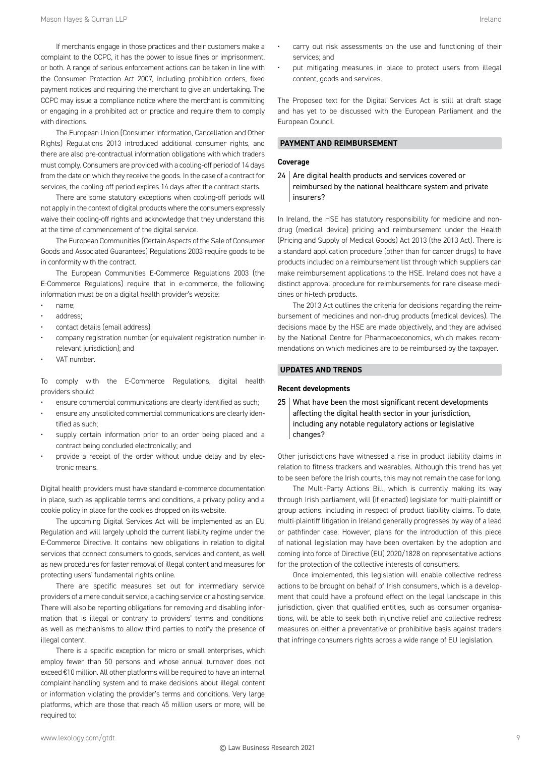If merchants engage in those practices and their customers make a complaint to the CCPC, it has the power to issue fines or imprisonment, or both. A range of serious enforcement actions can be taken in line with the Consumer Protection Act 2007, including prohibition orders, fixed payment notices and requiring the merchant to give an undertaking. The CCPC may issue a compliance notice where the merchant is committing or engaging in a prohibited act or practice and require them to comply with directions.

The European Union (Consumer Information, Cancellation and Other Rights) Regulations 2013 introduced additional consumer rights, and there are also pre-contractual information obligations with which traders must comply. Consumers are provided with a cooling-off period of 14 days from the date on which they receive the goods. In the case of a contract for services, the cooling-off period expires 14 days after the contract starts.

There are some statutory exceptions when cooling-off periods will not apply in the context of digital products where the consumers expressly waive their cooling-off rights and acknowledge that they understand this at the time of commencement of the digital service.

The European Communities (Certain Aspects of the Sale of Consumer Goods and Associated Guarantees) Regulations 2003 require goods to be in conformity with the contract.

The European Communities E-Commerce Regulations 2003 (the E-Commerce Regulations) require that in e-commerce, the following information must be on a digital health provider's website:

- name;
- address;
- contact details (email address);
- company registration number (or equivalent registration number in relevant jurisdiction); and
- VAT number.

To comply with the E-Commerce Regulations, digital health providers should:

- ensure commercial communications are clearly identified as such;
- ensure any unsolicited commercial communications are clearly identified as such;
- supply certain information prior to an order being placed and a contract being concluded electronically; and
- provide a receipt of the order without undue delay and by electronic means.

Digital health providers must have standard e-commerce documentation in place, such as applicable terms and conditions, a privacy policy and a cookie policy in place for the cookies dropped on its website.

The upcoming Digital Services Act will be implemented as an EU Regulation and will largely uphold the current liability regime under the E-Commerce Directive. It contains new obligations in relation to digital services that connect consumers to goods, services and content, as well as new procedures for faster removal of illegal content and measures for protecting users' fundamental rights online.

There are specific measures set out for intermediary service providers of a mere conduit service, a caching service or a hosting service. There will also be reporting obligations for removing and disabling information that is illegal or contrary to providers' terms and conditions, as well as mechanisms to allow third parties to notify the presence of illegal content.

There is a specific exception for micro or small enterprises, which employ fewer than 50 persons and whose annual turnover does not exceed €10 million. All other platforms will be required to have an internal complaint-handling system and to make decisions about illegal content or information violating the provider's terms and conditions. Very large platforms, which are those that reach 45 million users or more, will be required to:

- carry out risk assessments on the use and functioning of their services; and
- put mitigating measures in place to protect users from illegal content, goods and services.

The Proposed text for the Digital Services Act is still at draft stage and has yet to be discussed with the European Parliament and the European Council.

## PAYMENT AND REIMBURSEMENT

### Coverage

**24 Are digital health products and services covered or reimbursed by the national healthcare system and private insurers?**

In Ireland, the HSE has statutory responsibility for medicine and non-drug (medical device) pricing and reimbursement under the Health (Pricing and Supply of Medical Goods) Act 2013 (the 2013 Act). There is a standard application procedure (other than for cancer drugs) to have products included on a reimbursement list through which suppliers can make reimbursement applications to the HSE. Ireland does not have a distinct approval procedure for reimbursements for rare disease medicines or hi-tech products.

The 2013 Act outlines the criteria for decisions regarding the reimbursement of medicines and non-drug products (medical devices). The decisions made by the HSE are made objectively, and they are advised by the National Centre for Pharmacoeconomics, which makes recommendations on which medicines are to be reimbursed by the taxpayer.

## UPDATES AND TRENDS

### Recent developments

**25 What have been the most significant recent developments affecting the digital health sector in your jurisdiction, including any notable regulatory actions or legislative changes?**

Other jurisdictions have witnessed a rise in product liability claims in relation to fitness trackers and wearables. Although this trend has yet to be seen before the Irish courts, this may not remain the case for long.

The Multi-Party Actions Bill, which is currently making its way through Irish parliament, will (if enacted) legislate for multi-plaintiff or group actions, including in respect of product liability claims. To date, multi-plaintiff litigation in Ireland generally progresses by way of a lead or pathfinder case. However, plans for the introduction of this piece of national legislation may have been overtaken by the adoption and coming into force of Directive (EU) 2020/1828 on representative actions for the protection of the collective interests of consumers.

Once implemented, this legislation will enable collective redress actions to be brought on behalf of Irish consumers, which is a development that could have a profound effect on the legal landscape in this jurisdiction, given that qualified entities, such as consumer organisations, will be able to seek both injunctive relief and collective redress measures on either a preventative or prohibitive basis against traders that infringe consumers rights across a wide range of EU legislation.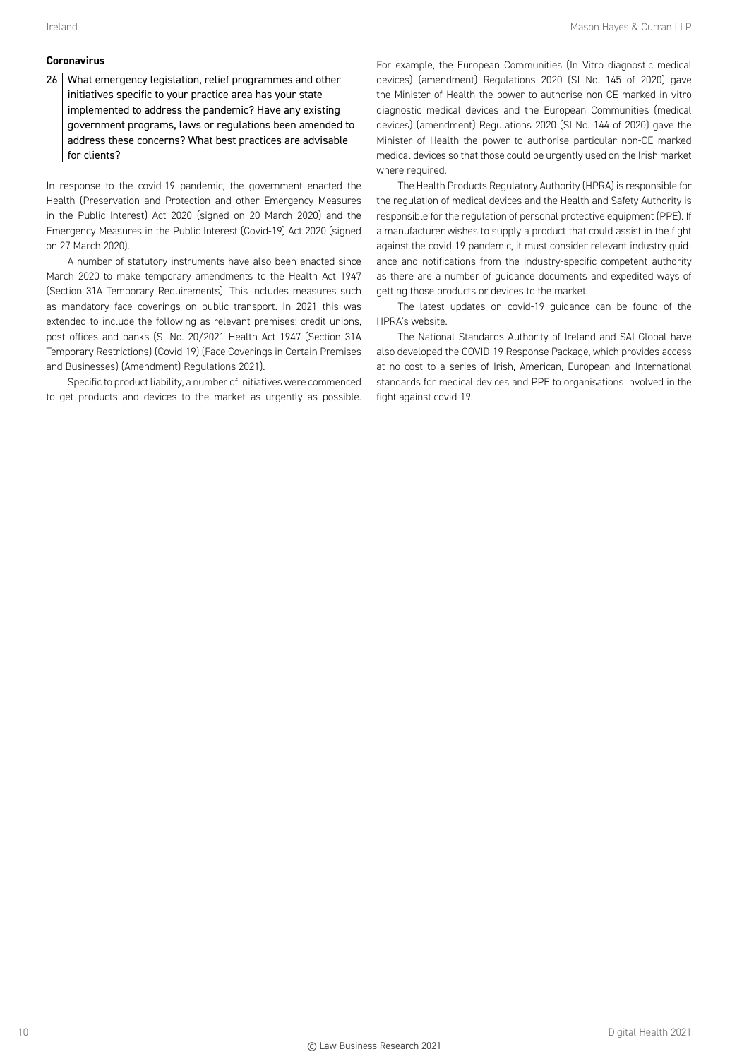**Coronavirus**

**26 What emergency legislation, relief programmes and other initiatives specific to your practice area has your state implemented to address the pandemic? Have any existing government programs, laws or regulations been amended to address these concerns? What best practices are advisable for clients?**

In response to the covid-19 pandemic, the government enacted the Health (Preservation and Protection and other Emergency Measures in the Public Interest) Act 2020 (signed on 20 March 2020) and the Emergency Measures in the Public Interest (Covid-19) Act 2020 (signed on 27 March 2020).

A number of statutory instruments have also been enacted since March 2020 to make temporary amendments to the Health Act 1947 (Section 31A Temporary Requirements). This includes measures such as mandatory face coverings on public transport. In 2021 this was extended to include the following as relevant premises: credit unions, post offices and banks (SI No. 20/2021 Health Act 1947 (Section 31A Temporary Restrictions) (Covid-19) (Face Coverings in Certain Premises and Businesses) (Amendment) Regulations 2021).

Specific to product liability, a number of initiatives were commenced to get products and devices to the market as urgently as possible. For example, the European Communities (In Vitro diagnostic medical devices) (amendment) Regulations 2020 (SI No. 145 of 2020) gave the Minister of Health the power to authorise non-CE marked in vitro diagnostic medical devices and the European Communities (medical devices) (amendment) Regulations 2020 (SI No. 144 of 2020) gave the Minister of Health the power to authorise particular non-CE marked medical devices so that those could be urgently used on the Irish market where required.

The Health Products Regulatory Authority (HPRA) is responsible for the regulation of medical devices and the Health and Safety Authority is responsible for the regulation of personal protective equipment (PPE). If a manufacturer wishes to supply a product that could assist in the fight against the covid-19 pandemic, it must consider relevant industry guidance and notifications from the industry-specific competent authority as there are a number of guidance documents and expedited ways of getting those products or devices to the market.

The latest updates on covid-19 guidance can be found of the HPRA's website.

The National Standards Authority of Ireland and SAI Global have also developed the COVID-19 Response Package, which provides access at no cost to a series of Irish, American, European and International standards for medical devices and PPE to organisations involved in the fight against covid-19.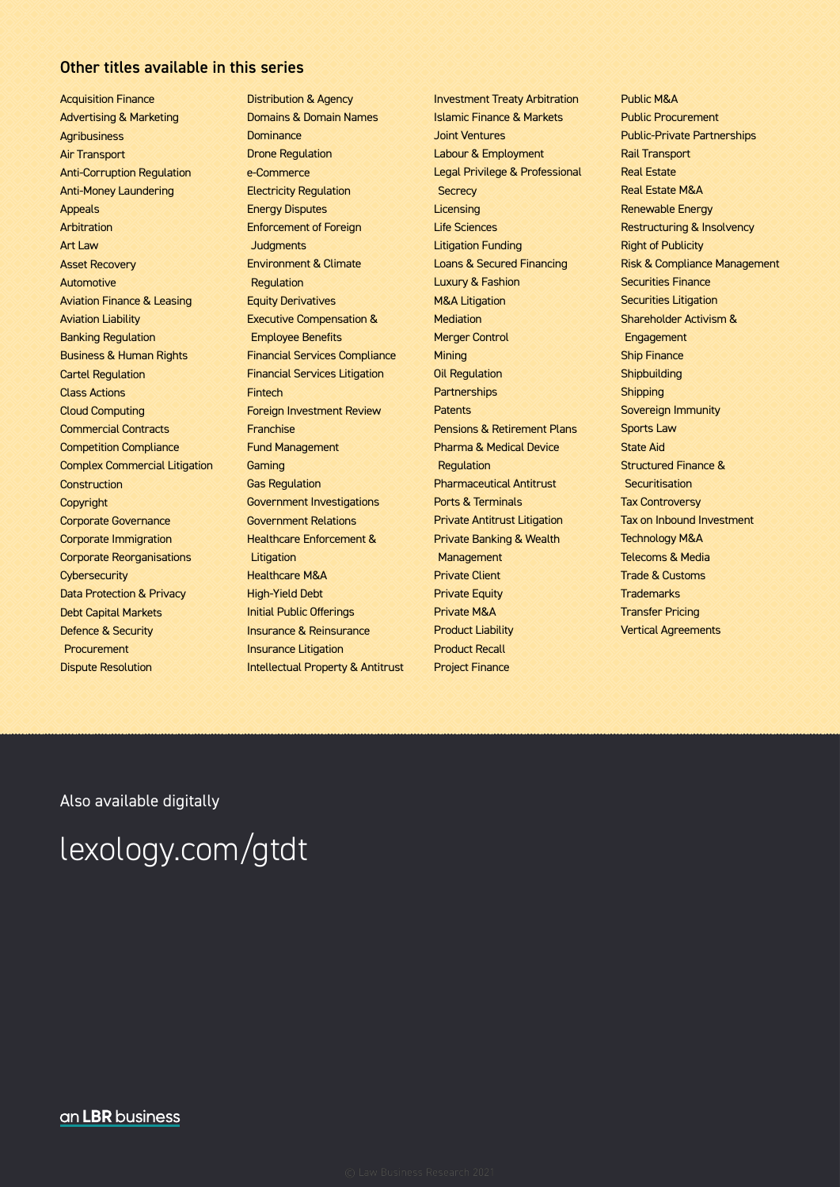## Other titles available in this series

- Acquisition Finance
- Advertising & Marketing
- Agribusiness
- Air Transport
- Anti-Corruption Regulation
- Anti-Money Laundering
- Appeals
- Arbitration
- Art Law
- Asset Recovery
- Automotive
- Aviation Finance & Leasing
- Aviation Liability
- Banking Regulation
- Business & Human Rights
- Cartel Regulation
- Class Actions
- Cloud Computing
- Commercial Contracts
- Competition Compliance
- Complex Commercial Litigation
- Construction
- Copyright
- Corporate Governance
- Corporate Immigration
- Corporate Reorganisations
- Cybersecurity
- Data Protection & Privacy
- Debt Capital Markets
- Defence & Security Procurement
- Dispute Resolution
- Distribution & Agency
- Domains & Domain Names
- Dominance
- Drone Regulation
- e-Commerce
- Electricity Regulation
- Energy Disputes
- Enforcement of Foreign Judgments
- Environment & Climate Regulation
- Equity Derivatives
- Executive Compensation & Employee Benefits
- Financial Services Compliance
- Financial Services Litigation
- Fintech
- Foreign Investment Review
- Franchise
- Fund Management
- Gaming
- Gas Regulation
- Government Investigations
- Government Relations
- Healthcare Enforcement & Litigation
- Healthcare M&A
- High-Yield Debt
- Initial Public Offerings
- Insurance & Reinsurance
- Insurance Litigation
- Intellectual Property & Antitrust
- Investment Treaty Arbitration
- Islamic Finance & Markets
- Joint Ventures
- Labour & Employment
- Legal Privilege & Professional Secrecy
- Licensing
- Life Sciences
- Litigation Funding
- Loans & Secured Financing
- Luxury & Fashion
- M&A Litigation
- Mediation
- Merger Control
- Mining
- Oil Regulation
- Partnerships
- Patents
- Pensions & Retirement Plans
- Pharma & Medical Device Regulation
- Pharmaceutical Antitrust
- Ports & Terminals
- Private Antitrust Litigation
- Private Banking & Wealth Management
- Private Client
- Private Equity
- Private M&A
- Product Liability
- Product Recall
- Project Finance
- Public M&A
- Public Procurement
- Public-Private Partnerships
- Rail Transport
- Real Estate
- Real Estate M&A
- Renewable Energy
- Restructuring & Insolvency
- Right of Publicity
- Risk & Compliance Management
- Securities Finance
- Securities Litigation
- Shareholder Activism & Engagement
- Ship Finance
- Shipbuilding
- Shipping
- Sovereign Immunity
- Sports Law
- State Aid
- Structured Finance & Securitisation
- Tax Controversy
- Tax on Inbound Investment
- Technology M&A
- Telecoms & Media
- Trade & Customs
- Trademarks
- Transfer Pricing
- Vertical Agreements

Also available digitally

lexology.com/gtdt

an LBR business

© Law Business Research 2021